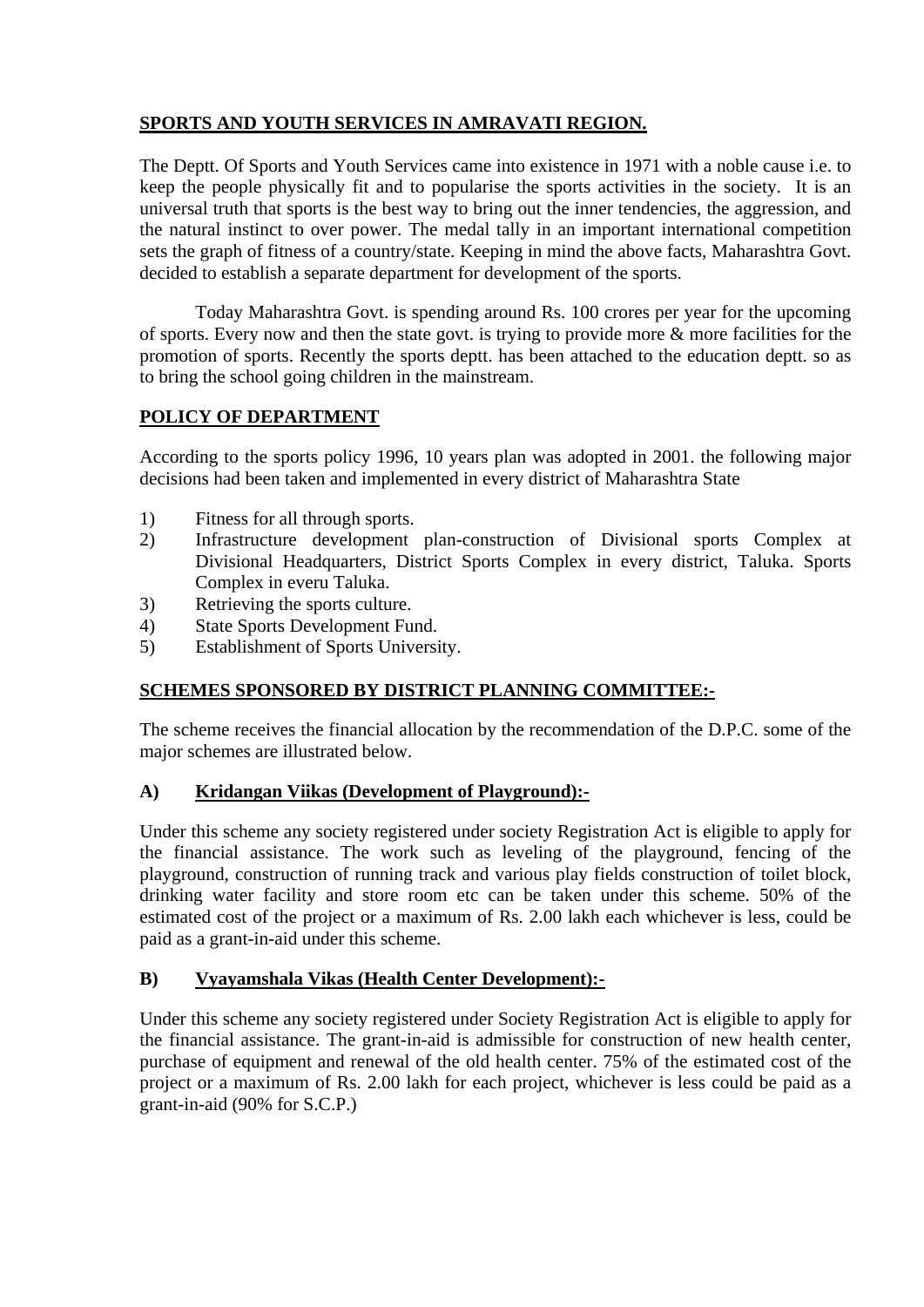## SPORTS AND YOUTH SERVICES IN AMRAVATI REGION.

The Deptt. Of Sports and Youth Services came into existence in 1971 with a noble cause i.e. to keep the people physically fit and to popularise the sports activities in the society. It is an universal truth that sports is the best way to bring out the inner tendencies, the aggression, and the natural instinct to over power. The medal tally in an important international competition sets the graph of fitness of a country/state. Keeping in mind the above facts, Maharashtra Govt. decided to establish a separate department for development of the sports.

Today Maharashtra Govt. is spending around Rs. 100 crores per year for the upcoming of sports. Every now and then the state govt. is trying to provide more & more facilities for the promotion of sports. Recently the sports deptt. has been attached to the education deptt. so as to bring the school going children in the mainstream.

## POLICY OF DEPARTMENT

According to the sports policy 1996, 10 years plan was adopted in 2001. the following major decisions had been taken and implemented in every district of Maharashtra State

1) Fitness for all through sports.
2) Infrastructure development plan-construction of Divisional sports Complex at Divisional Headquarters, District Sports Complex in every district, Taluka. Sports Complex in everu Taluka.
3) Retrieving the sports culture.
4) State Sports Development Fund.
5) Establishment of Sports University.

## SCHEMES SPONSORED BY DISTRICT PLANNING COMMITTEE:-

The scheme receives the financial allocation by the recommendation of the D.P.C. some of the major schemes are illustrated below.

### A) Kridangan Viikas (Development of Playground):-

Under this scheme any society registered under society Registration Act is eligible to apply for the financial assistance. The work such as leveling of the playground, fencing of the playground, construction of running track and various play fields construction of toilet block, drinking water facility and store room etc can be taken under this scheme. 50% of the estimated cost of the project or a maximum of Rs. 2.00 lakh each whichever is less, could be paid as a grant-in-aid under this scheme.

### B) Vyayamshala Vikas (Health Center Development):-

Under this scheme any society registered under Society Registration Act is eligible to apply for the financial assistance. The grant-in-aid is admissible for construction of new health center, purchase of equipment and renewal of the old health center. 75% of the estimated cost of the project or a maximum of Rs. 2.00 lakh for each project, whichever is less could be paid as a grant-in-aid (90% for S.C.P.)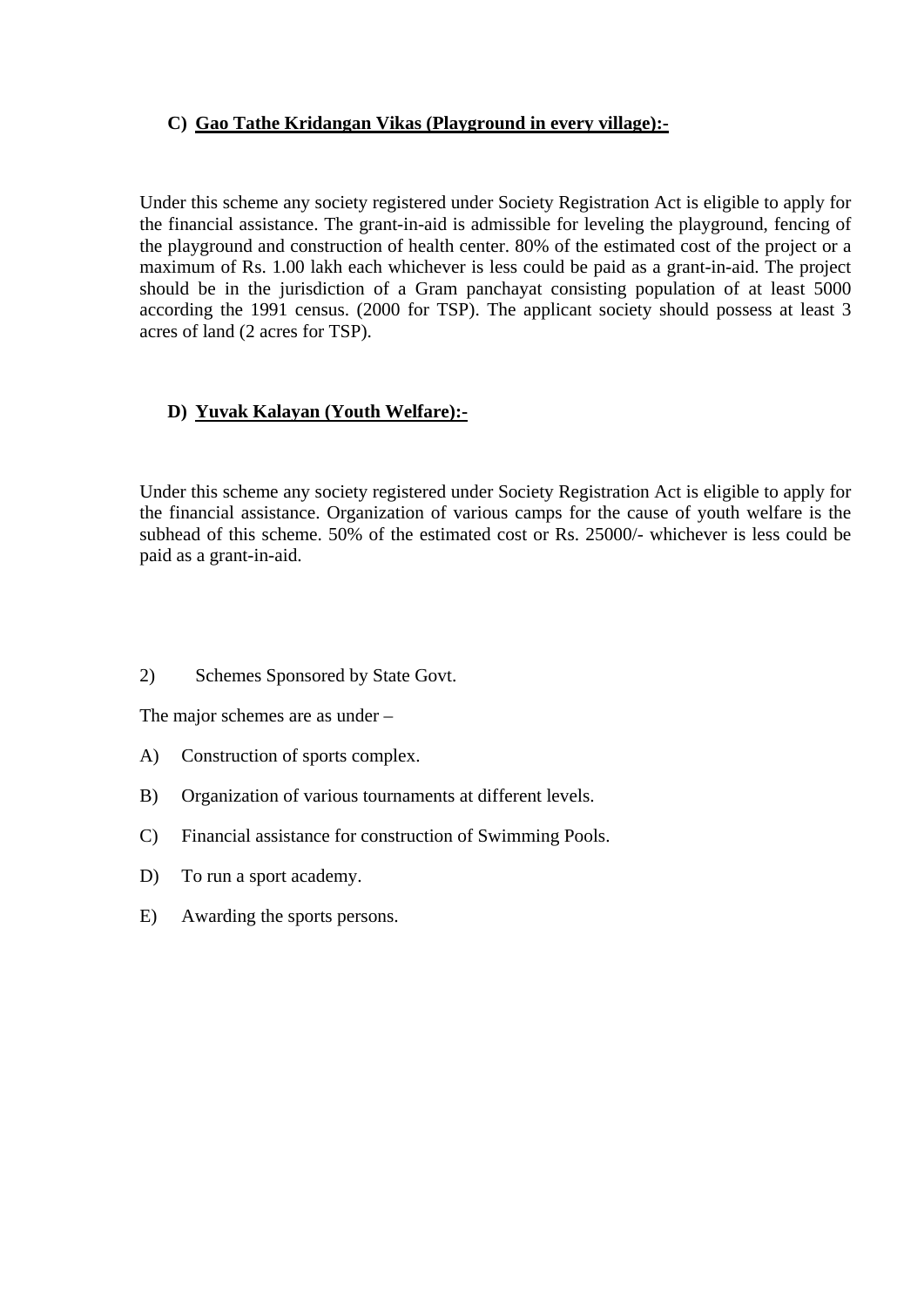### C) <u>Gao Tathe Kridangan Vikas (Playground in every village):-</u>

Under this scheme any society registered under Society Registration Act is eligible to apply for the financial assistance. The grant-in-aid is admissible for leveling the playground, fencing of the playground and construction of health center. 80% of the estimated cost of the project or a maximum of Rs. 1.00 lakh each whichever is less could be paid as a grant-in-aid. The project should be in the jurisdiction of a Gram panchayat consisting population of at least 5000 according the 1991 census. (2000 for TSP). The applicant society should possess at least 3 acres of land (2 acres for TSP).

### D) <u>Yuvak Kalayan (Youth Welfare):-</u>

Under this scheme any society registered under Society Registration Act is eligible to apply for the financial assistance. Organization of various camps for the cause of youth welfare is the subhead of this scheme. 50% of the estimated cost or Rs. 25000/- whichever is less could be paid as a grant-in-aid.

2) Schemes Sponsored by State Govt.

The major schemes are as under –

A) Construction of sports complex.

B) Organization of various tournaments at different levels.

C) Financial assistance for construction of Swimming Pools.

D) To run a sport academy.

E) Awarding the sports persons.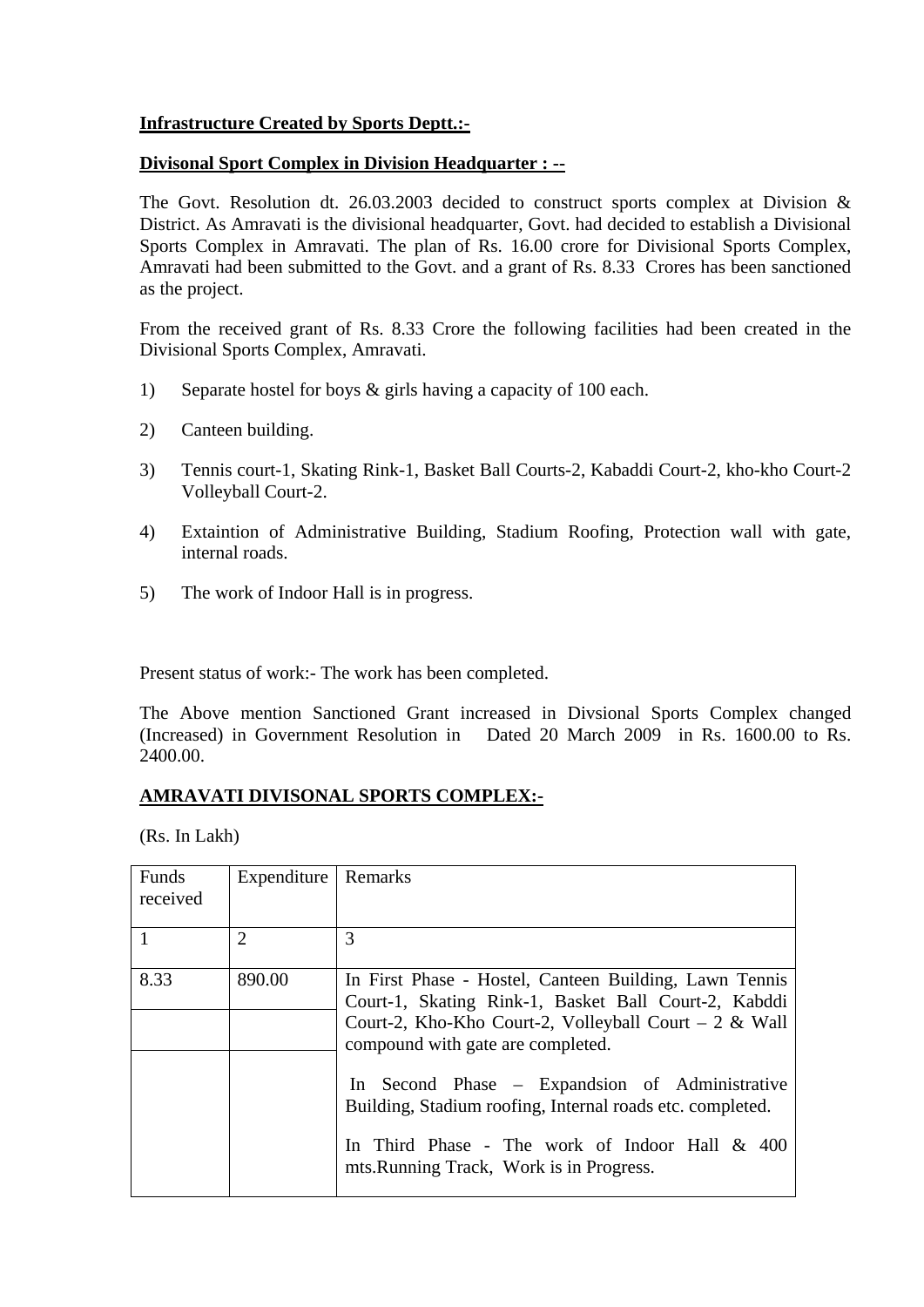**Infrastructure Created by Sports Deptt.:-**

**Divisonal Sport Complex in Division Headquarter : --**

The Govt. Resolution dt. 26.03.2003 decided to construct sports complex at Division & District. As Amravati is the divisional headquarter, Govt. had decided to establish a Divisional Sports Complex in Amravati. The plan of Rs. 16.00 crore for Divisional Sports Complex, Amravati had been submitted to the Govt. and a grant of Rs. 8.33 Crores has been sanctioned as the project.

From the received grant of Rs. 8.33 Crore the following facilities had been created in the Divisional Sports Complex, Amravati.

1) Separate hostel for boys & girls having a capacity of 100 each.

2) Canteen building.

3) Tennis court-1, Skating Rink-1, Basket Ball Courts-2, Kabaddi Court-2, kho-kho Court-2 Volleyball Court-2.

4) Extaintion of Administrative Building, Stadium Roofing, Protection wall with gate, internal roads.

5) The work of Indoor Hall is in progress.

Present status of work:- The work has been completed.

The Above mention Sanctioned Grant increased in Divsional Sports Complex changed (Increased) in Government Resolution in Dated 20 March 2009 in Rs. 1600.00 to Rs. 2400.00.

**AMRAVATI DIVISONAL SPORTS COMPLEX:-**

(Rs. In Lakh)

| Funds received | Expenditure | Remarks |
|---|---|---|
| 1 | 2 | 3 |
| 8.33 | 890.00 | In First Phase - Hostel, Canteen Building, Lawn Tennis Court-1, Skating Rink-1, Basket Ball Court-2, Kabddi Court-2, Kho-Kho Court-2, Volleyball Court – 2 & Wall compound with gate are completed.<br><br>In Second Phase – Expandsion of Administrative Building, Stadium roofing, Internal roads etc. completed.<br><br>In Third Phase - The work of Indoor Hall & 400 mts.Running Track, Work is in Progress. |
| | | |
| | | |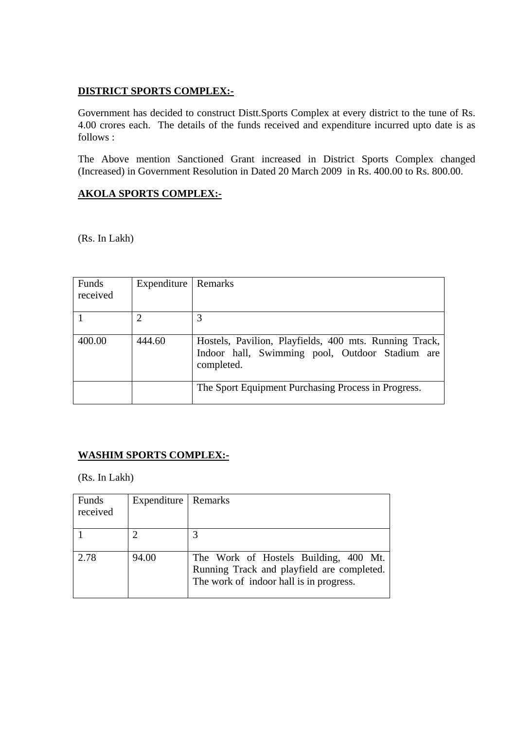**DISTRICT SPORTS COMPLEX:-**

Government has decided to construct Distt.Sports Complex at every district to the tune of Rs. 4.00 crores each. The details of the funds received and expenditure incurred upto date is as follows :

The Above mention Sanctioned Grant increased in District Sports Complex changed (Increased) in Government Resolution in Dated 20 March 2009 in Rs. 400.00 to Rs. 800.00.

**AKOLA SPORTS COMPLEX:-**

(Rs. In Lakh)

| Funds received | Expenditure | Remarks |
|---|---|---|
| 1 | 2 | 3 |
| 400.00 | 444.60 | Hostels, Pavilion, Playfields, 400 mts. Running Track, Indoor hall, Swimming pool, Outdoor Stadium are completed. |
| | | The Sport Equipment Purchasing Process in Progress. |

**WASHIM SPORTS COMPLEX:-**

(Rs. In Lakh)

| Funds received | Expenditure | Remarks |
|---|---|---|
| 1 | 2 | 3 |
| 2.78 | 94.00 | The Work of Hostels Building, 400 Mt. Running Track and playfield are completed. The work of indoor hall is in progress. |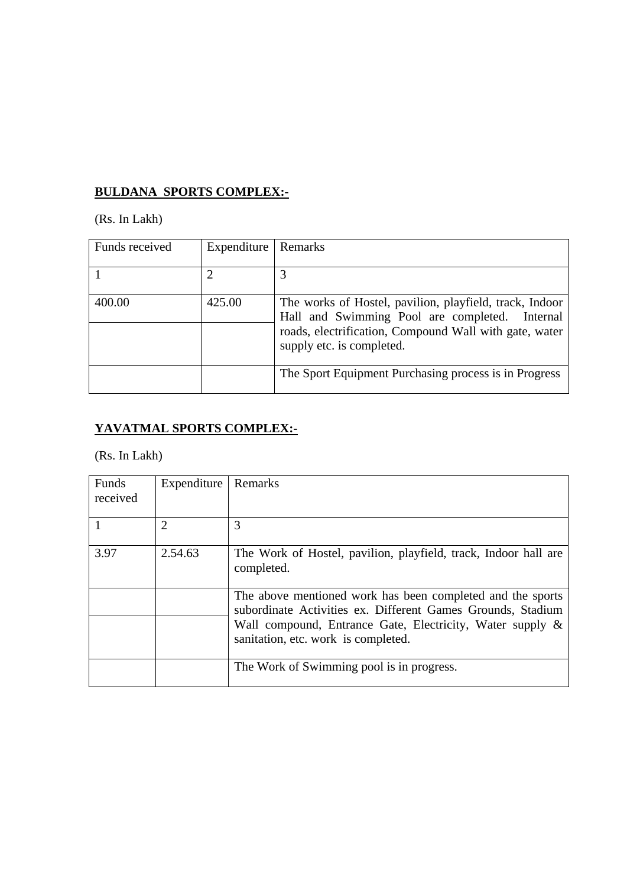**BULDANA SPORTS COMPLEX:-**

(Rs. In Lakh)

| Funds received | Expenditure | Remarks |
|---|---|---|
| 1 | 2 | 3 |
| 400.00 | 425.00 | The works of Hostel, pavilion, playfield, track, Indoor Hall and Swimming Pool are completed. Internal roads, electrification, Compound Wall with gate, water supply etc. is completed. |
| | | The Sport Equipment Purchasing process is in Progress |

**YAVATMAL SPORTS COMPLEX:-**

(Rs. In Lakh)

| Funds received | Expenditure | Remarks |
|---|---|---|
| 1 | 2 | 3 |
| 3.97 | 2.54.63 | The Work of Hostel, pavilion, playfield, track, Indoor hall are completed. |
| | | The above mentioned work has been completed and the sports subordinate Activities ex. Different Games Grounds, Stadium Wall compound, Entrance Gate, Electricity, Water supply & sanitation, etc. work is completed. |
| | | The Work of Swimming pool is in progress. |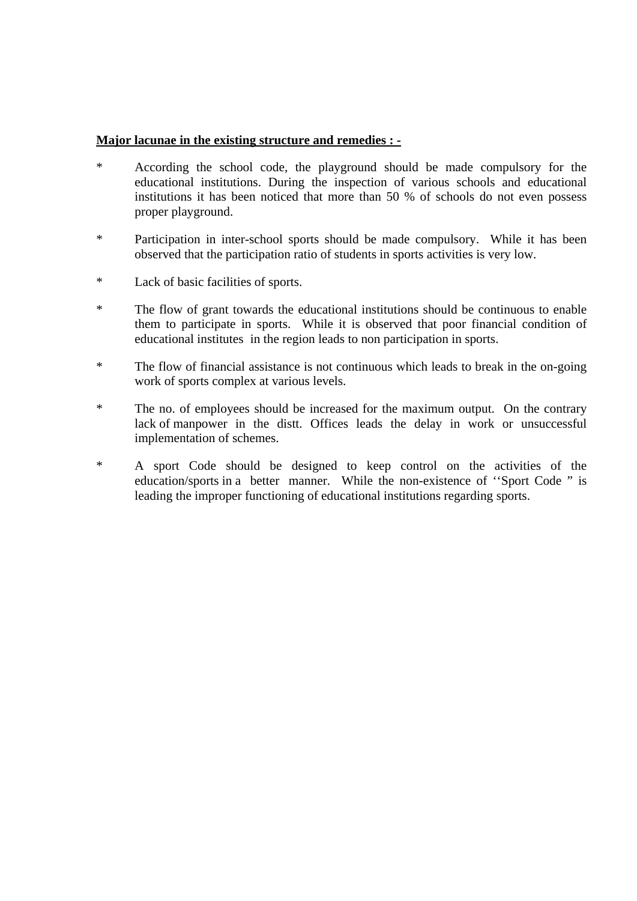**<u>Major lacunae in the existing structure and remedies : -</u>**

* According the school code, the playground should be made compulsory for the educational institutions. During the inspection of various schools and educational institutions it has been noticed that more than 50 % of schools do not even possess proper playground.

* Participation in inter-school sports should be made compulsory. While it has been observed that the participation ratio of students in sports activities is very low.

* Lack of basic facilities of sports.

* The flow of grant towards the educational institutions should be continuous to enable them to participate in sports. While it is observed that poor financial condition of educational institutes in the region leads to non participation in sports.

* The flow of financial assistance is not continuous which leads to break in the on-going work of sports complex at various levels.

* The no. of employees should be increased for the maximum output. On the contrary lack of manpower in the distt. Offices leads the delay in work or unsuccessful implementation of schemes.

* A sport Code should be designed to keep control on the activities of the education/sports in a better manner. While the non-existence of ‘‘Sport Code ” is leading the improper functioning of educational institutions regarding sports.